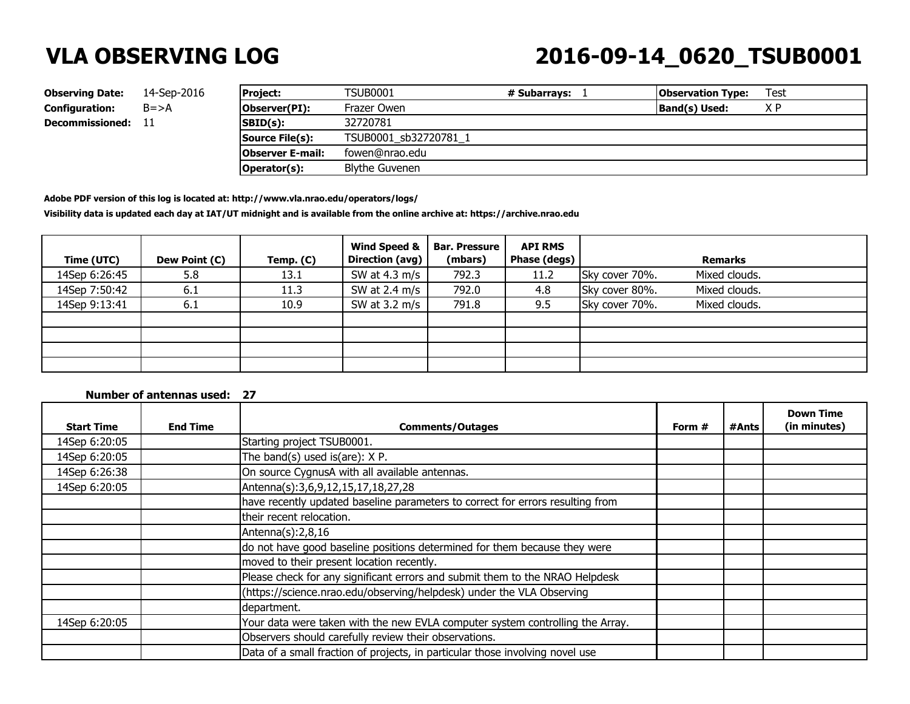# VLA OBSERVING LOG

# 2016-09-14_0620_TSUB0001

**Observing Date:** 14-Sep-2016
**Configuration:** B=>A
**Decommissioned:** 11

| **Project:** | TSUB0001 | **# Subarrays:** 1 | **Observation Type:** Test |
|---|---|---|---|
| **Observer(PI):** | Frazer Owen | | **Band(s) Used:** X P |
| **SBID(s):** | 32720781 | | |
| **Source File(s):** | TSUB0001_sb32720781_1 | | |
| **Observer E-mail:** | fowen@nrao.edu | | |
| **Operator(s):** | Blythe Guvenen | | |

**Adobe PDF version of this log is located at: http://www.vla.nrao.edu/operators/logs/**

**Visibility data is updated each day at IAT/UT midnight and is available from the online archive at: https://archive.nrao.edu**

| Time (UTC) | Dew Point (C) | Temp. (C) | Wind Speed & Direction (avg) | Bar. Pressure (mbars) | API RMS Phase (degs) | Remarks |
|---|---|---|---|---|---|---|
| 14Sep 6:26:45 | 5.8 | 13.1 | SW at 4.3 m/s | 792.3 | 11.2 | Sky cover 70%. Mixed clouds. |
| 14Sep 7:50:42 | 6.1 | 11.3 | SW at 2.4 m/s | 792.0 | 4.8 | Sky cover 80%. Mixed clouds. |
| 14Sep 9:13:41 | 6.1 | 10.9 | SW at 3.2 m/s | 791.8 | 9.5 | Sky cover 70%. Mixed clouds. |
| | | | | | | |
| | | | | | | |
| | | | | | | |
| | | | | | | |

**Number of antennas used: 27**

| Start Time | End Time | Comments/Outages | Form # | #Ants | Down Time (in minutes) |
|---|---|---|---|---|---|
| 14Sep 6:20:05 | | Starting project TSUB0001. | | | |
| 14Sep 6:20:05 | | The band(s) used is(are): X P. | | | |
| 14Sep 6:26:38 | | On source CygnusA with all available antennas. | | | |
| 14Sep 6:20:05 | | Antenna(s):3,6,9,12,15,17,18,27,28 | | | |
| | | have recently updated baseline parameters to correct for errors resulting from | | | |
| | | their recent relocation. | | | |
| | | Antenna(s):2,8,16 | | | |
| | | do not have good baseline positions determined for them because they were | | | |
| | | moved to their present location recently. | | | |
| | | Please check for any significant errors and submit them to the NRAO Helpdesk | | | |
| | | (https://science.nrao.edu/observing/helpdesk) under the VLA Observing | | | |
| | | department. | | | |
| 14Sep 6:20:05 | | Your data were taken with the new EVLA computer system controlling the Array. | | | |
| | | Observers should carefully review their observations. | | | |
| | | Data of a small fraction of projects, in particular those involving novel use | | | |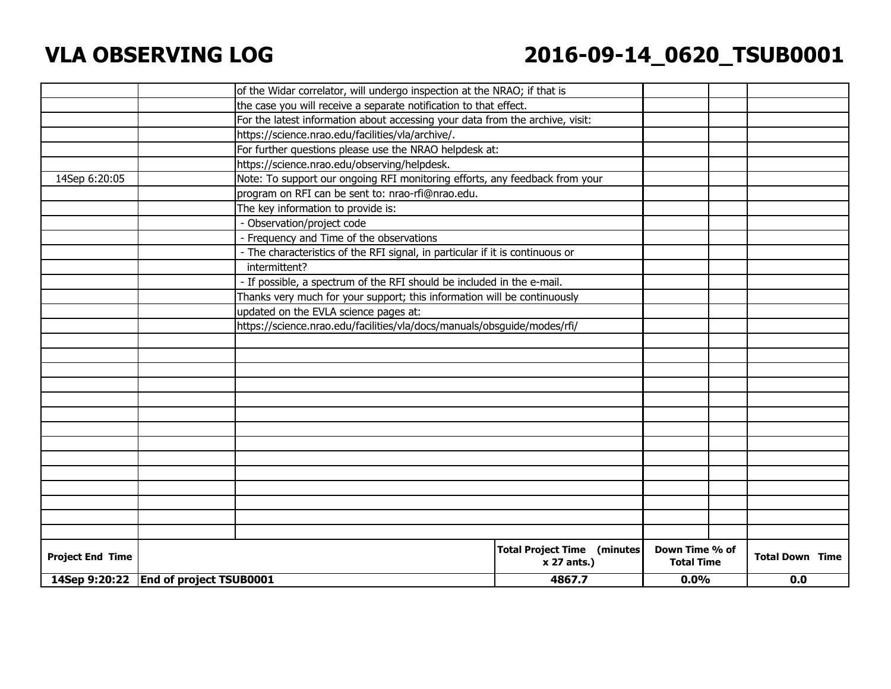# VLA OBSERVING LOG

# 2016-09-14_0620_TSUB0001

| | | | | | |
|---|---|---|---|---|---|
| | | of the Widar correlator, will undergo inspection at the NRAO; if that is | | | |
| | | the case you will receive a separate notification to that effect. | | | |
| | | For the latest information about accessing your data from the archive, visit: | | | |
| | | https://science.nrao.edu/facilities/vla/archive/. | | | |
| | | For further questions please use the NRAO helpdesk at: | | | |
| | | https://science.nrao.edu/observing/helpdesk. | | | |
| 14Sep 6:20:05 | | Note: To support our ongoing RFI monitoring efforts, any feedback from your | | | |
| | | program on RFI can be sent to: nrao-rfi@nrao.edu. | | | |
| | | The key information to provide is: | | | |
| | | - Observation/project code | | | |
| | | - Frequency and Time of the observations | | | |
| | | - The characteristics of the RFI signal, in particular if it is continuous or | | | |
| | | intermittent? | | | |
| | | - If possible, a spectrum of the RFI should be included in the e-mail. | | | |
| | | Thanks very much for your support; this information will be continuously | | | |
| | | updated on the EVLA science pages at: | | | |
| | | https://science.nrao.edu/facilities/vla/docs/manuals/obsguide/modes/rfi/ | | | |

| Project End Time | | Total Project Time (minutes x 27 ants.) | Down Time % of Total Time | Total Down Time |
|---|---|---|---|---|
| **14Sep 9:20:22** | **End of project TSUB0001** | **4867.7** | **0.0%** | **0.0** |